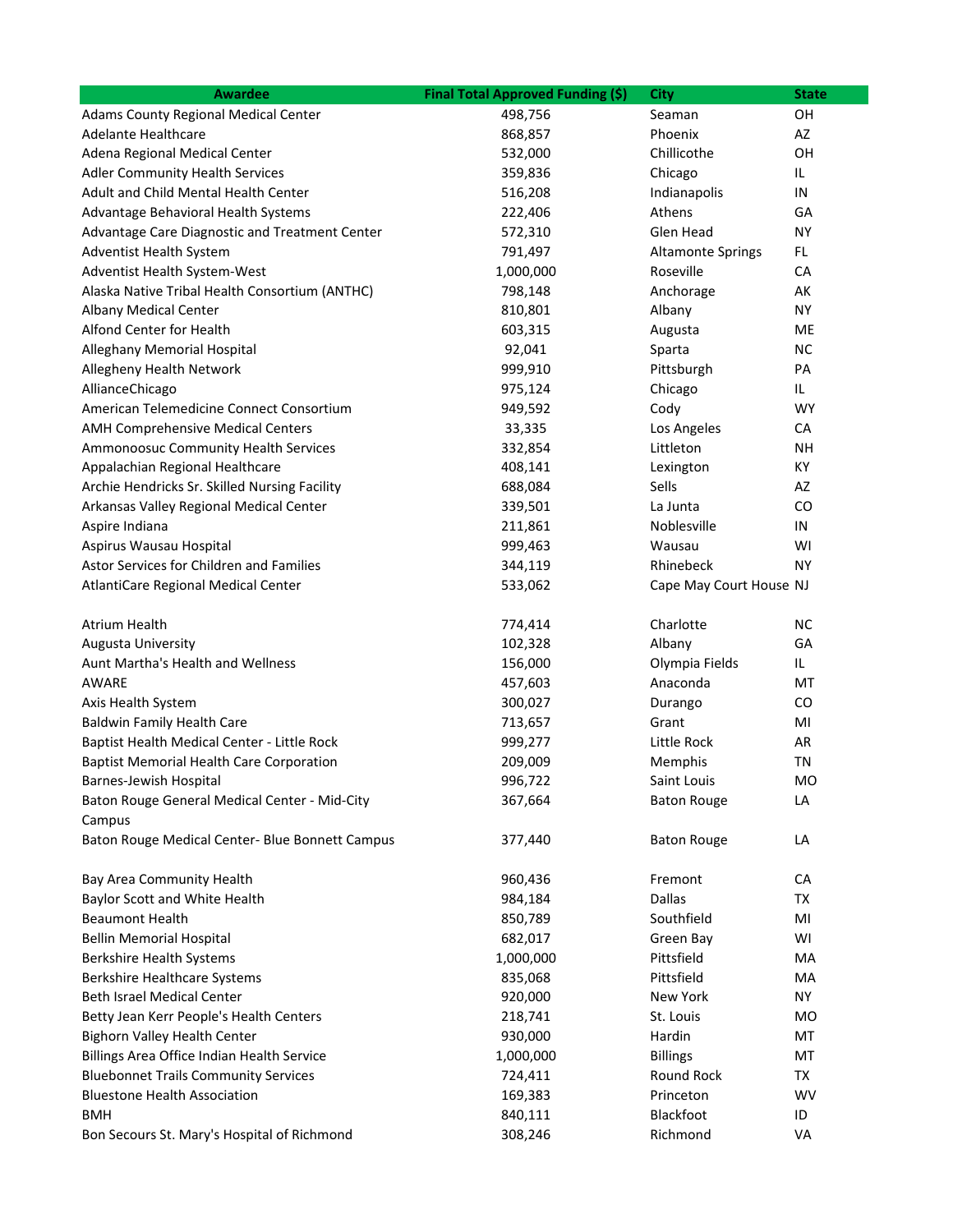| Awardee | Final Total Approved Funding ($) | City | State |
|---|---|---|---|
| Adams County Regional Medical Center | 498,756 | Seaman | OH |
| Adelante Healthcare | 868,857 | Phoenix | AZ |
| Adena Regional Medical Center | 532,000 | Chillicothe | OH |
| Adler Community Health Services | 359,836 | Chicago | IL |
| Adult and Child Mental Health Center | 516,208 | Indianapolis | IN |
| Advantage Behavioral Health Systems | 222,406 | Athens | GA |
| Advantage Care Diagnostic and Treatment Center | 572,310 | Glen Head | NY |
| Adventist Health System | 791,497 | Altamonte Springs | FL |
| Adventist Health System-West | 1,000,000 | Roseville | CA |
| Alaska Native Tribal Health Consortium (ANTHC) | 798,148 | Anchorage | AK |
| Albany Medical Center | 810,801 | Albany | NY |
| Alfond Center for Health | 603,315 | Augusta | ME |
| Alleghany Memorial Hospital | 92,041 | Sparta | NC |
| Allegheny Health Network | 999,910 | Pittsburgh | PA |
| AllianceChicago | 975,124 | Chicago | IL |
| American Telemedicine Connect Consortium | 949,592 | Cody | WY |
| AMH Comprehensive Medical Centers | 33,335 | Los Angeles | CA |
| Ammonoosuc Community Health Services | 332,854 | Littleton | NH |
| Appalachian Regional Healthcare | 408,141 | Lexington | KY |
| Archie Hendricks Sr. Skilled Nursing Facility | 688,084 | Sells | AZ |
| Arkansas Valley Regional Medical Center | 339,501 | La Junta | CO |
| Aspire Indiana | 211,861 | Noblesville | IN |
| Aspirus Wausau Hospital | 999,463 | Wausau | WI |
| Astor Services for Children and Families | 344,119 | Rhinebeck | NY |
| AtlantiCare Regional Medical Center | 533,062 | Cape May Court House | NJ |
| Atrium Health | 774,414 | Charlotte | NC |
| Augusta University | 102,328 | Albany | GA |
| Aunt Martha's Health and Wellness | 156,000 | Olympia Fields | IL |
| AWARE | 457,603 | Anaconda | MT |
| Axis Health System | 300,027 | Durango | CO |
| Baldwin Family Health Care | 713,657 | Grant | MI |
| Baptist Health Medical Center - Little Rock | 999,277 | Little Rock | AR |
| Baptist Memorial Health Care Corporation | 209,009 | Memphis | TN |
| Barnes-Jewish Hospital | 996,722 | Saint Louis | MO |
| Baton Rouge General Medical Center - Mid-City Campus | 367,664 | Baton Rouge | LA |
| Baton Rouge Medical Center- Blue Bonnett Campus | 377,440 | Baton Rouge | LA |
| Bay Area Community Health | 960,436 | Fremont | CA |
| Baylor Scott and White Health | 984,184 | Dallas | TX |
| Beaumont Health | 850,789 | Southfield | MI |
| Bellin Memorial Hospital | 682,017 | Green Bay | WI |
| Berkshire Health Systems | 1,000,000 | Pittsfield | MA |
| Berkshire Healthcare Systems | 835,068 | Pittsfield | MA |
| Beth Israel Medical Center | 920,000 | New York | NY |
| Betty Jean Kerr People's Health Centers | 218,741 | St. Louis | MO |
| Bighorn Valley Health Center | 930,000 | Hardin | MT |
| Billings Area Office Indian Health Service | 1,000,000 | Billings | MT |
| Bluebonnet Trails Community Services | 724,411 | Round Rock | TX |
| Bluestone Health Association | 169,383 | Princeton | WV |
| BMH | 840,111 | Blackfoot | ID |
| Bon Secours St. Mary's Hospital of Richmond | 308,246 | Richmond | VA |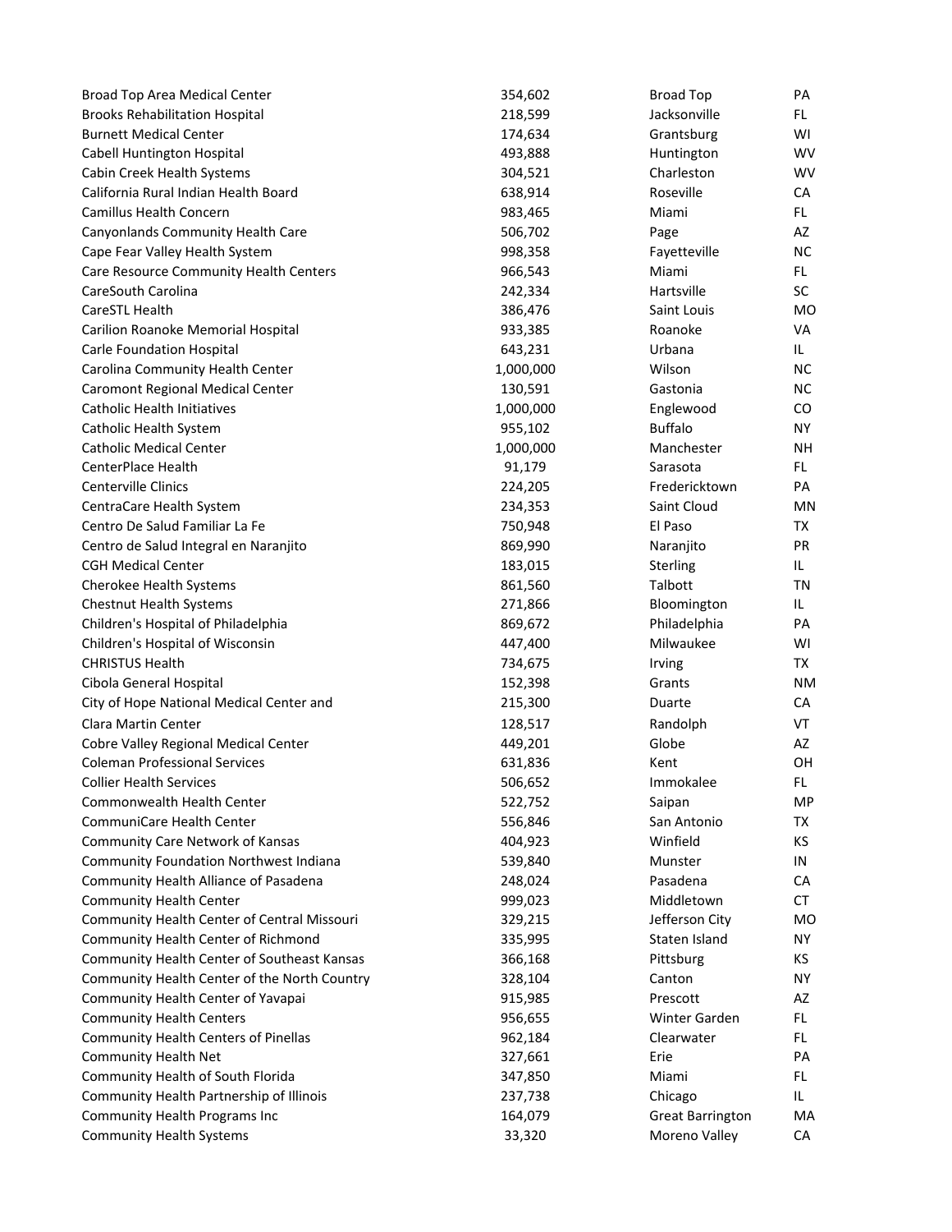| | | | |
|---|---|---|---|
| Broad Top Area Medical Center | 354,602 | Broad Top | PA |
| Brooks Rehabilitation Hospital | 218,599 | Jacksonville | FL |
| Burnett Medical Center | 174,634 | Grantsburg | WI |
| Cabell Huntington Hospital | 493,888 | Huntington | WV |
| Cabin Creek Health Systems | 304,521 | Charleston | WV |
| California Rural Indian Health Board | 638,914 | Roseville | CA |
| Camillus Health Concern | 983,465 | Miami | FL |
| Canyonlands Community Health Care | 506,702 | Page | AZ |
| Cape Fear Valley Health System | 998,358 | Fayetteville | NC |
| Care Resource Community Health Centers | 966,543 | Miami | FL |
| CareSouth Carolina | 242,334 | Hartsville | SC |
| CareSTL Health | 386,476 | Saint Louis | MO |
| Carilion Roanoke Memorial Hospital | 933,385 | Roanoke | VA |
| Carle Foundation Hospital | 643,231 | Urbana | IL |
| Carolina Community Health Center | 1,000,000 | Wilson | NC |
| Caromont Regional Medical Center | 130,591 | Gastonia | NC |
| Catholic Health Initiatives | 1,000,000 | Englewood | CO |
| Catholic Health System | 955,102 | Buffalo | NY |
| Catholic Medical Center | 1,000,000 | Manchester | NH |
| CenterPlace Health | 91,179 | Sarasota | FL |
| Centerville Clinics | 224,205 | Fredericktown | PA |
| CentraCare Health System | 234,353 | Saint Cloud | MN |
| Centro De Salud Familiar La Fe | 750,948 | El Paso | TX |
| Centro de Salud Integral en Naranjito | 869,990 | Naranjito | PR |
| CGH Medical Center | 183,015 | Sterling | IL |
| Cherokee Health Systems | 861,560 | Talbott | TN |
| Chestnut Health Systems | 271,866 | Bloomington | IL |
| Children's Hospital of Philadelphia | 869,672 | Philadelphia | PA |
| Children's Hospital of Wisconsin | 447,400 | Milwaukee | WI |
| CHRISTUS Health | 734,675 | Irving | TX |
| Cibola General Hospital | 152,398 | Grants | NM |
| City of Hope National Medical Center and | 215,300 | Duarte | CA |
| Clara Martin Center | 128,517 | Randolph | VT |
| Cobre Valley Regional Medical Center | 449,201 | Globe | AZ |
| Coleman Professional Services | 631,836 | Kent | OH |
| Collier Health Services | 506,652 | Immokalee | FL |
| Commonwealth Health Center | 522,752 | Saipan | MP |
| CommuniCare Health Center | 556,846 | San Antonio | TX |
| Community Care Network of Kansas | 404,923 | Winfield | KS |
| Community Foundation Northwest Indiana | 539,840 | Munster | IN |
| Community Health Alliance of Pasadena | 248,024 | Pasadena | CA |
| Community Health Center | 999,023 | Middletown | CT |
| Community Health Center of Central Missouri | 329,215 | Jefferson City | MO |
| Community Health Center of Richmond | 335,995 | Staten Island | NY |
| Community Health Center of Southeast Kansas | 366,168 | Pittsburg | KS |
| Community Health Center of the North Country | 328,104 | Canton | NY |
| Community Health Center of Yavapai | 915,985 | Prescott | AZ |
| Community Health Centers | 956,655 | Winter Garden | FL |
| Community Health Centers of Pinellas | 962,184 | Clearwater | FL |
| Community Health Net | 327,661 | Erie | PA |
| Community Health of South Florida | 347,850 | Miami | FL |
| Community Health Partnership of Illinois | 237,738 | Chicago | IL |
| Community Health Programs Inc | 164,079 | Great Barrington | MA |
| Community Health Systems | 33,320 | Moreno Valley | CA |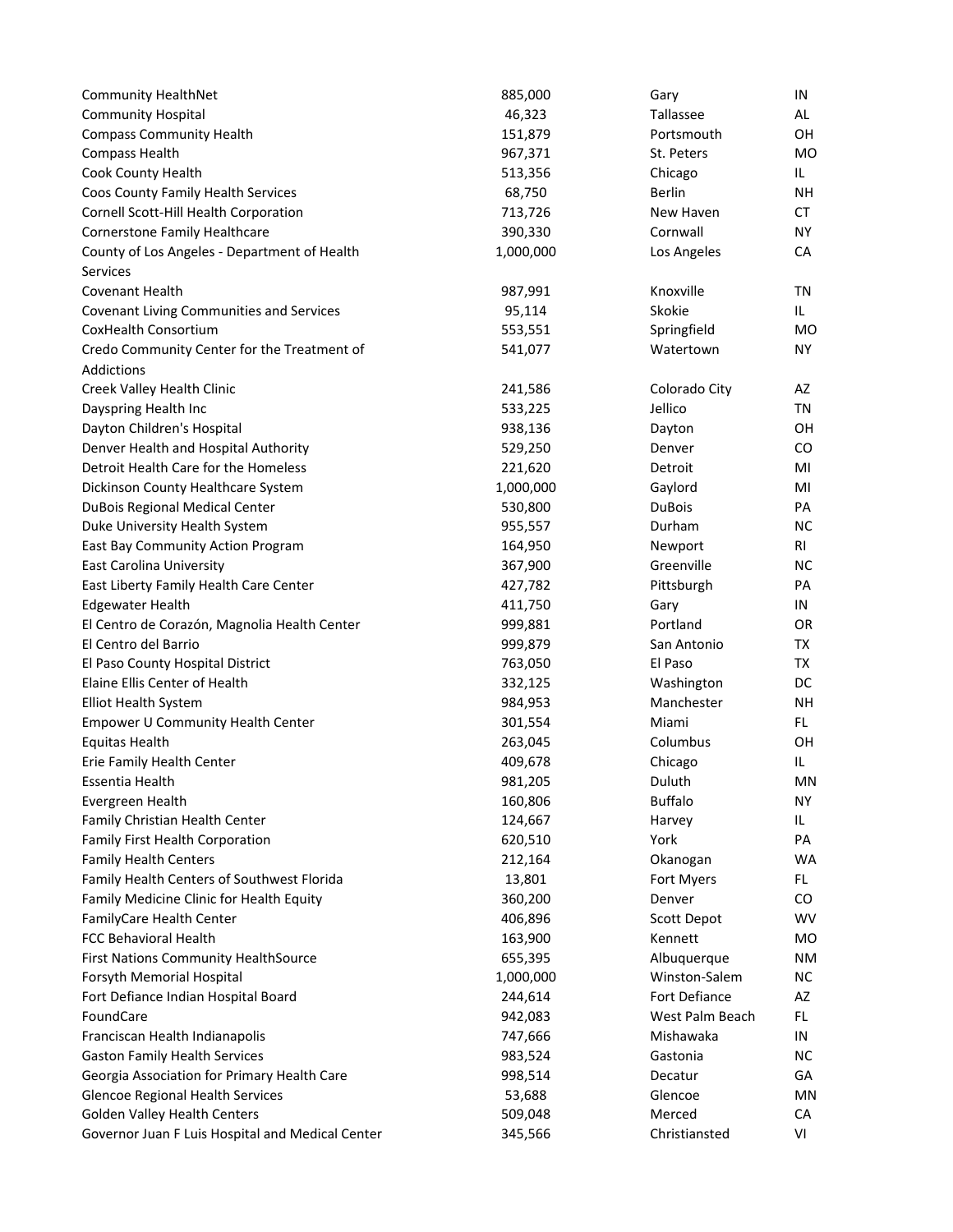| | | | |
|---|---|---|---|
| Community HealthNet | 885,000 | Gary | IN |
| Community Hospital | 46,323 | Tallassee | AL |
| Compass Community Health | 151,879 | Portsmouth | OH |
| Compass Health | 967,371 | St. Peters | MO |
| Cook County Health | 513,356 | Chicago | IL |
| Coos County Family Health Services | 68,750 | Berlin | NH |
| Cornell Scott-Hill Health Corporation | 713,726 | New Haven | CT |
| Cornerstone Family Healthcare | 390,330 | Cornwall | NY |
| County of Los Angeles - Department of Health Services | 1,000,000 | Los Angeles | CA |
| Covenant Health | 987,991 | Knoxville | TN |
| Covenant Living Communities and Services | 95,114 | Skokie | IL |
| CoxHealth Consortium | 553,551 | Springfield | MO |
| Credo Community Center for the Treatment of Addictions | 541,077 | Watertown | NY |
| Creek Valley Health Clinic | 241,586 | Colorado City | AZ |
| Dayspring Health Inc | 533,225 | Jellico | TN |
| Dayton Children's Hospital | 938,136 | Dayton | OH |
| Denver Health and Hospital Authority | 529,250 | Denver | CO |
| Detroit Health Care for the Homeless | 221,620 | Detroit | MI |
| Dickinson County Healthcare System | 1,000,000 | Gaylord | MI |
| DuBois Regional Medical Center | 530,800 | DuBois | PA |
| Duke University Health System | 955,557 | Durham | NC |
| East Bay Community Action Program | 164,950 | Newport | RI |
| East Carolina University | 367,900 | Greenville | NC |
| East Liberty Family Health Care Center | 427,782 | Pittsburgh | PA |
| Edgewater Health | 411,750 | Gary | IN |
| El Centro de Corazón, Magnolia Health Center | 999,881 | Portland | OR |
| El Centro del Barrio | 999,879 | San Antonio | TX |
| El Paso County Hospital District | 763,050 | El Paso | TX |
| Elaine Ellis Center of Health | 332,125 | Washington | DC |
| Elliot Health System | 984,953 | Manchester | NH |
| Empower U Community Health Center | 301,554 | Miami | FL |
| Equitas Health | 263,045 | Columbus | OH |
| Erie Family Health Center | 409,678 | Chicago | IL |
| Essentia Health | 981,205 | Duluth | MN |
| Evergreen Health | 160,806 | Buffalo | NY |
| Family Christian Health Center | 124,667 | Harvey | IL |
| Family First Health Corporation | 620,510 | York | PA |
| Family Health Centers | 212,164 | Okanogan | WA |
| Family Health Centers of Southwest Florida | 13,801 | Fort Myers | FL |
| Family Medicine Clinic for Health Equity | 360,200 | Denver | CO |
| FamilyCare Health Center | 406,896 | Scott Depot | WV |
| FCC Behavioral Health | 163,900 | Kennett | MO |
| First Nations Community HealthSource | 655,395 | Albuquerque | NM |
| Forsyth Memorial Hospital | 1,000,000 | Winston-Salem | NC |
| Fort Defiance Indian Hospital Board | 244,614 | Fort Defiance | AZ |
| FoundCare | 942,083 | West Palm Beach | FL |
| Franciscan Health Indianapolis | 747,666 | Mishawaka | IN |
| Gaston Family Health Services | 983,524 | Gastonia | NC |
| Georgia Association for Primary Health Care | 998,514 | Decatur | GA |
| Glencoe Regional Health Services | 53,688 | Glencoe | MN |
| Golden Valley Health Centers | 509,048 | Merced | CA |
| Governor Juan F Luis Hospital and Medical Center | 345,566 | Christiansted | VI |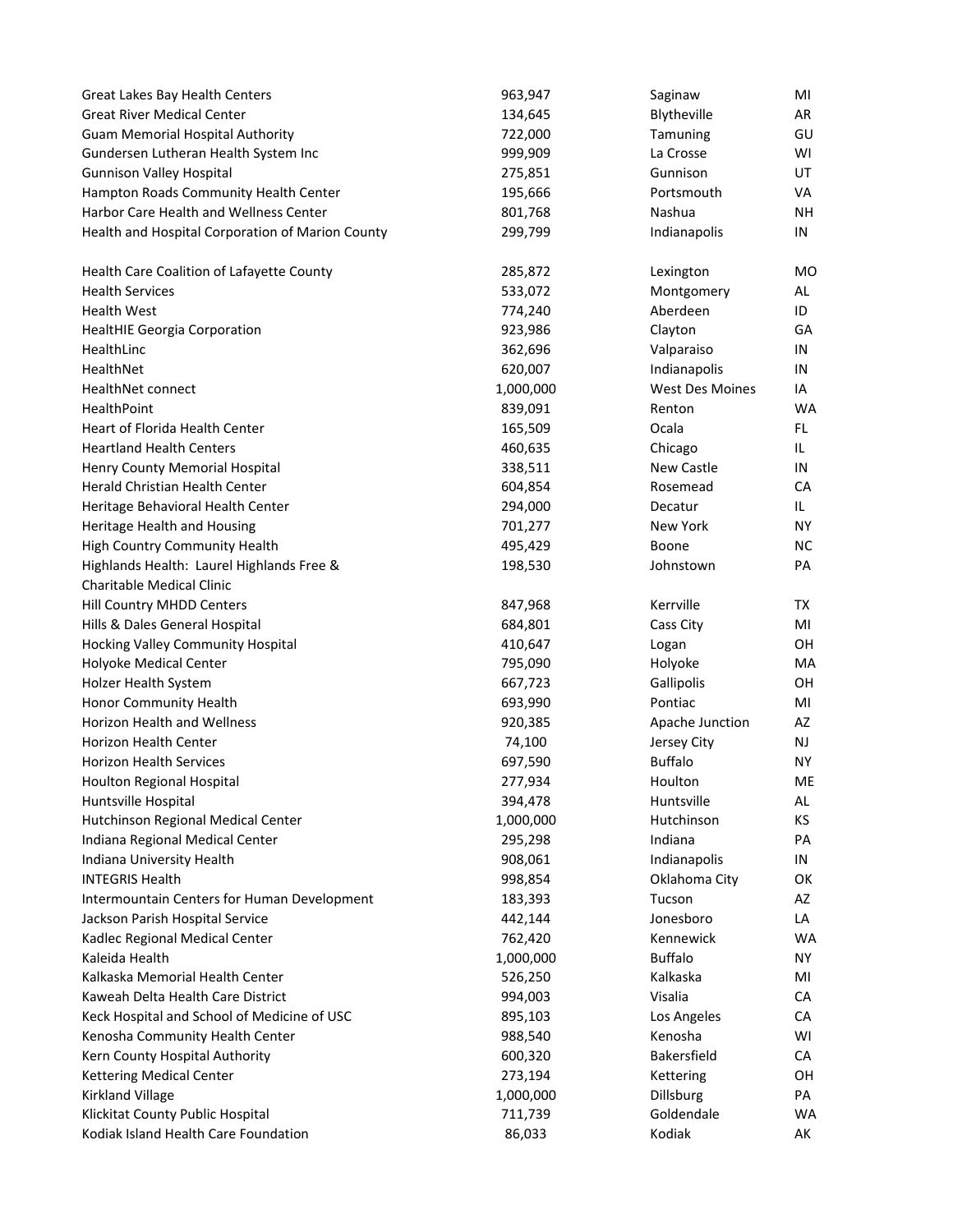| | | | |
|---|---|---|---|
| Great Lakes Bay Health Centers | 963,947 | Saginaw | MI |
| Great River Medical Center | 134,645 | Blytheville | AR |
| Guam Memorial Hospital Authority | 722,000 | Tamuning | GU |
| Gundersen Lutheran Health System Inc | 999,909 | La Crosse | WI |
| Gunnison Valley Hospital | 275,851 | Gunnison | UT |
| Hampton Roads Community Health Center | 195,666 | Portsmouth | VA |
| Harbor Care Health and Wellness Center | 801,768 | Nashua | NH |
| Health and Hospital Corporation of Marion County | 299,799 | Indianapolis | IN |
| Health Care Coalition of Lafayette County | 285,872 | Lexington | MO |
| Health Services | 533,072 | Montgomery | AL |
| Health West | 774,240 | Aberdeen | ID |
| HealtHIE Georgia Corporation | 923,986 | Clayton | GA |
| HealthLinc | 362,696 | Valparaiso | IN |
| HealthNet | 620,007 | Indianapolis | IN |
| HealthNet connect | 1,000,000 | West Des Moines | IA |
| HealthPoint | 839,091 | Renton | WA |
| Heart of Florida Health Center | 165,509 | Ocala | FL |
| Heartland Health Centers | 460,635 | Chicago | IL |
| Henry County Memorial Hospital | 338,511 | New Castle | IN |
| Herald Christian Health Center | 604,854 | Rosemead | CA |
| Heritage Behavioral Health Center | 294,000 | Decatur | IL |
| Heritage Health and Housing | 701,277 | New York | NY |
| High Country Community Health | 495,429 | Boone | NC |
| Highlands Health: Laurel Highlands Free & Charitable Medical Clinic | 198,530 | Johnstown | PA |
| Hill Country MHDD Centers | 847,968 | Kerrville | TX |
| Hills & Dales General Hospital | 684,801 | Cass City | MI |
| Hocking Valley Community Hospital | 410,647 | Logan | OH |
| Holyoke Medical Center | 795,090 | Holyoke | MA |
| Holzer Health System | 667,723 | Gallipolis | OH |
| Honor Community Health | 693,990 | Pontiac | MI |
| Horizon Health and Wellness | 920,385 | Apache Junction | AZ |
| Horizon Health Center | 74,100 | Jersey City | NJ |
| Horizon Health Services | 697,590 | Buffalo | NY |
| Houlton Regional Hospital | 277,934 | Houlton | ME |
| Huntsville Hospital | 394,478 | Huntsville | AL |
| Hutchinson Regional Medical Center | 1,000,000 | Hutchinson | KS |
| Indiana Regional Medical Center | 295,298 | Indiana | PA |
| Indiana University Health | 908,061 | Indianapolis | IN |
| INTEGRIS Health | 998,854 | Oklahoma City | OK |
| Intermountain Centers for Human Development | 183,393 | Tucson | AZ |
| Jackson Parish Hospital Service | 442,144 | Jonesboro | LA |
| Kadlec Regional Medical Center | 762,420 | Kennewick | WA |
| Kaleida Health | 1,000,000 | Buffalo | NY |
| Kalkaska Memorial Health Center | 526,250 | Kalkaska | MI |
| Kaweah Delta Health Care District | 994,003 | Visalia | CA |
| Keck Hospital and School of Medicine of USC | 895,103 | Los Angeles | CA |
| Kenosha Community Health Center | 988,540 | Kenosha | WI |
| Kern County Hospital Authority | 600,320 | Bakersfield | CA |
| Kettering Medical Center | 273,194 | Kettering | OH |
| Kirkland Village | 1,000,000 | Dillsburg | PA |
| Klickitat County Public Hospital | 711,739 | Goldendale | WA |
| Kodiak Island Health Care Foundation | 86,033 | Kodiak | AK |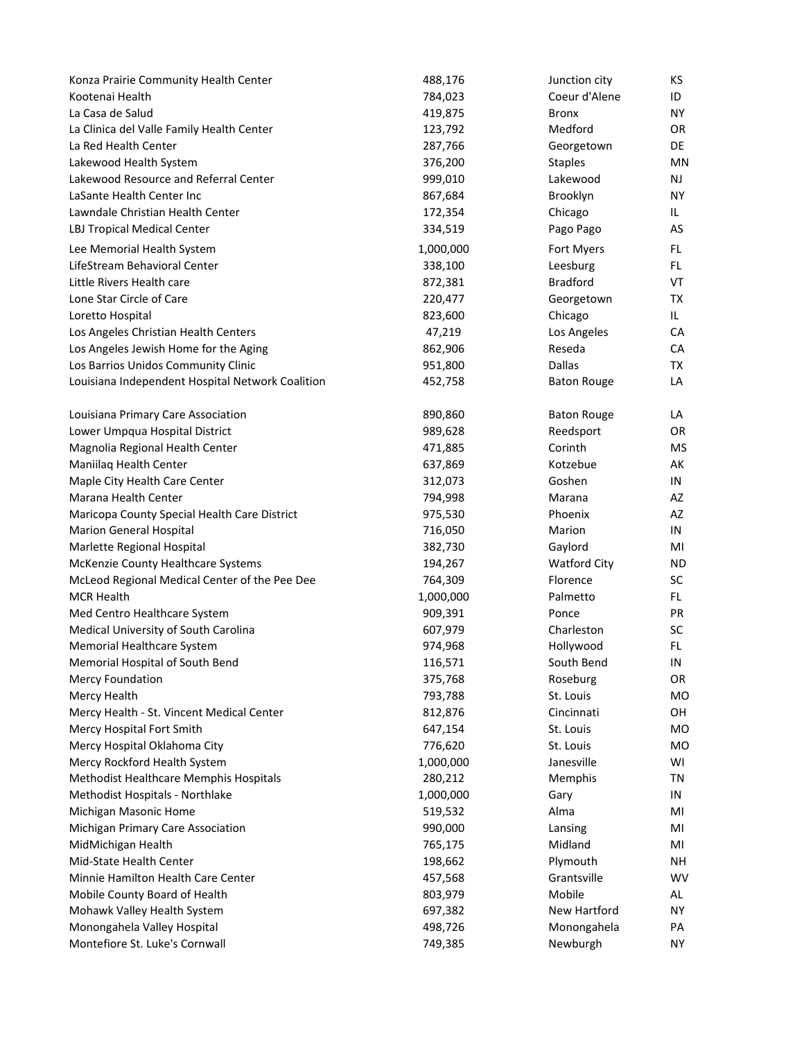| | | | |
|---|---|---|---|
| Konza Prairie Community Health Center | 488,176 | Junction city | KS |
| Kootenai Health | 784,023 | Coeur d'Alene | ID |
| La Casa de Salud | 419,875 | Bronx | NY |
| La Clinica del Valle Family Health Center | 123,792 | Medford | OR |
| La Red Health Center | 287,766 | Georgetown | DE |
| Lakewood Health System | 376,200 | Staples | MN |
| Lakewood Resource and Referral Center | 999,010 | Lakewood | NJ |
| LaSante Health Center Inc | 867,684 | Brooklyn | NY |
| Lawndale Christian Health Center | 172,354 | Chicago | IL |
| LBJ Tropical Medical Center | 334,519 | Pago Pago | AS |
| Lee Memorial Health System | 1,000,000 | Fort Myers | FL |
| LifeStream Behavioral Center | 338,100 | Leesburg | FL |
| Little Rivers Health care | 872,381 | Bradford | VT |
| Lone Star Circle of Care | 220,477 | Georgetown | TX |
| Loretto Hospital | 823,600 | Chicago | IL |
| Los Angeles Christian Health Centers | 47,219 | Los Angeles | CA |
| Los Angeles Jewish Home for the Aging | 862,906 | Reseda | CA |
| Los Barrios Unidos Community Clinic | 951,800 | Dallas | TX |
| Louisiana Independent Hospital Network Coalition | 452,758 | Baton Rouge | LA |
| Louisiana Primary Care Association | 890,860 | Baton Rouge | LA |
| Lower Umpqua Hospital District | 989,628 | Reedsport | OR |
| Magnolia Regional Health Center | 471,885 | Corinth | MS |
| Maniilaq Health Center | 637,869 | Kotzebue | AK |
| Maple City Health Care Center | 312,073 | Goshen | IN |
| Marana Health Center | 794,998 | Marana | AZ |
| Maricopa County Special Health Care District | 975,530 | Phoenix | AZ |
| Marion General Hospital | 716,050 | Marion | IN |
| Marlette Regional Hospital | 382,730 | Gaylord | MI |
| McKenzie County Healthcare Systems | 194,267 | Watford City | ND |
| McLeod Regional Medical Center of the Pee Dee | 764,309 | Florence | SC |
| MCR Health | 1,000,000 | Palmetto | FL |
| Med Centro Healthcare System | 909,391 | Ponce | PR |
| Medical University of South Carolina | 607,979 | Charleston | SC |
| Memorial Healthcare System | 974,968 | Hollywood | FL |
| Memorial Hospital of South Bend | 116,571 | South Bend | IN |
| Mercy Foundation | 375,768 | Roseburg | OR |
| Mercy Health | 793,788 | St. Louis | MO |
| Mercy Health - St. Vincent Medical Center | 812,876 | Cincinnati | OH |
| Mercy Hospital Fort Smith | 647,154 | St. Louis | MO |
| Mercy Hospital Oklahoma City | 776,620 | St. Louis | MO |
| Mercy Rockford Health System | 1,000,000 | Janesville | WI |
| Methodist Healthcare Memphis Hospitals | 280,212 | Memphis | TN |
| Methodist Hospitals - Northlake | 1,000,000 | Gary | IN |
| Michigan Masonic Home | 519,532 | Alma | MI |
| Michigan Primary Care Association | 990,000 | Lansing | MI |
| MidMichigan Health | 765,175 | Midland | MI |
| Mid-State Health Center | 198,662 | Plymouth | NH |
| Minnie Hamilton Health Care Center | 457,568 | Grantsville | WV |
| Mobile County Board of Health | 803,979 | Mobile | AL |
| Mohawk Valley Health System | 697,382 | New Hartford | NY |
| Monongahela Valley Hospital | 498,726 | Monongahela | PA |
| Montefiore St. Luke's Cornwall | 749,385 | Newburgh | NY |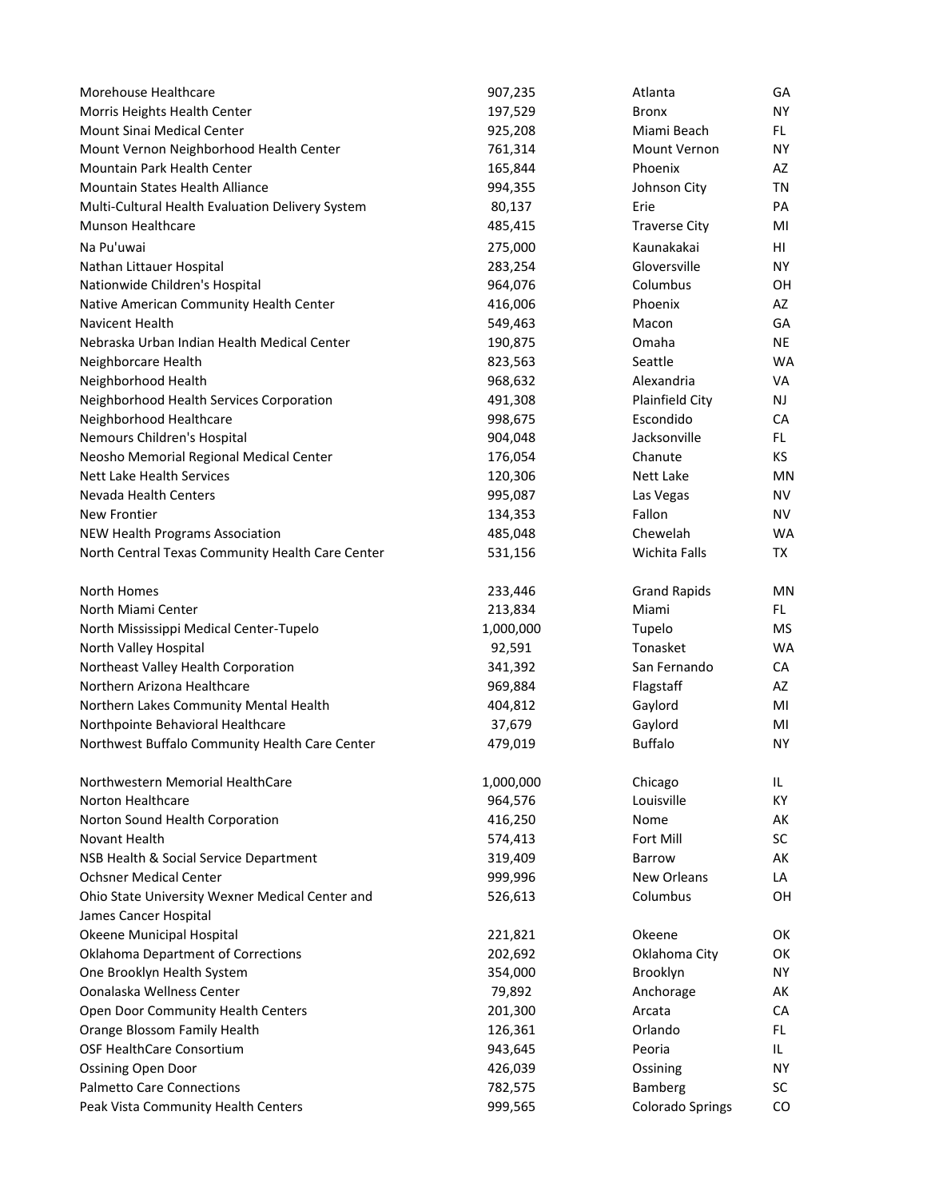| | | | |
|---|---|---|---|
| Morehouse Healthcare | 907,235 | Atlanta | GA |
| Morris Heights Health Center | 197,529 | Bronx | NY |
| Mount Sinai Medical Center | 925,208 | Miami Beach | FL |
| Mount Vernon Neighborhood Health Center | 761,314 | Mount Vernon | NY |
| Mountain Park Health Center | 165,844 | Phoenix | AZ |
| Mountain States Health Alliance | 994,355 | Johnson City | TN |
| Multi-Cultural Health Evaluation Delivery System | 80,137 | Erie | PA |
| Munson Healthcare | 485,415 | Traverse City | MI |
| Na Pu'uwai | 275,000 | Kaunakakai | HI |
| Nathan Littauer Hospital | 283,254 | Gloversville | NY |
| Nationwide Children's Hospital | 964,076 | Columbus | OH |
| Native American Community Health Center | 416,006 | Phoenix | AZ |
| Navicent Health | 549,463 | Macon | GA |
| Nebraska Urban Indian Health Medical Center | 190,875 | Omaha | NE |
| Neighborcare Health | 823,563 | Seattle | WA |
| Neighborhood Health | 968,632 | Alexandria | VA |
| Neighborhood Health Services Corporation | 491,308 | Plainfield City | NJ |
| Neighborhood Healthcare | 998,675 | Escondido | CA |
| Nemours Children's Hospital | 904,048 | Jacksonville | FL |
| Neosho Memorial Regional Medical Center | 176,054 | Chanute | KS |
| Nett Lake Health Services | 120,306 | Nett Lake | MN |
| Nevada Health Centers | 995,087 | Las Vegas | NV |
| New Frontier | 134,353 | Fallon | NV |
| NEW Health Programs Association | 485,048 | Chewelah | WA |
| North Central Texas Community Health Care Center | 531,156 | Wichita Falls | TX |
| North Homes | 233,446 | Grand Rapids | MN |
| North Miami Center | 213,834 | Miami | FL |
| North Mississippi Medical Center-Tupelo | 1,000,000 | Tupelo | MS |
| North Valley Hospital | 92,591 | Tonasket | WA |
| Northeast Valley Health Corporation | 341,392 | San Fernando | CA |
| Northern Arizona Healthcare | 969,884 | Flagstaff | AZ |
| Northern Lakes Community Mental Health | 404,812 | Gaylord | MI |
| Northpointe Behavioral Healthcare | 37,679 | Gaylord | MI |
| Northwest Buffalo Community Health Care Center | 479,019 | Buffalo | NY |
| Northwestern Memorial HealthCare | 1,000,000 | Chicago | IL |
| Norton Healthcare | 964,576 | Louisville | KY |
| Norton Sound Health Corporation | 416,250 | Nome | AK |
| Novant Health | 574,413 | Fort Mill | SC |
| NSB Health & Social Service Department | 319,409 | Barrow | AK |
| Ochsner Medical Center | 999,996 | New Orleans | LA |
| Ohio State University Wexner Medical Center and James Cancer Hospital | 526,613 | Columbus | OH |
| Okeene Municipal Hospital | 221,821 | Okeene | OK |
| Oklahoma Department of Corrections | 202,692 | Oklahoma City | OK |
| One Brooklyn Health System | 354,000 | Brooklyn | NY |
| Oonalaska Wellness Center | 79,892 | Anchorage | AK |
| Open Door Community Health Centers | 201,300 | Arcata | CA |
| Orange Blossom Family Health | 126,361 | Orlando | FL |
| OSF HealthCare Consortium | 943,645 | Peoria | IL |
| Ossining Open Door | 426,039 | Ossining | NY |
| Palmetto Care Connections | 782,575 | Bamberg | SC |
| Peak Vista Community Health Centers | 999,565 | Colorado Springs | CO |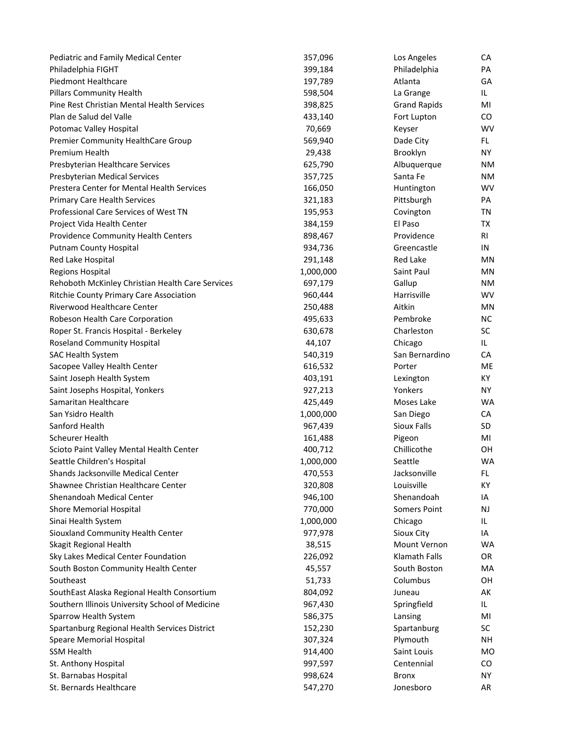| | | | |
|---|---|---|---|
| Pediatric and Family Medical Center | 357,096 | Los Angeles | CA |
| Philadelphia FIGHT | 399,184 | Philadelphia | PA |
| Piedmont Healthcare | 197,789 | Atlanta | GA |
| Pillars Community Health | 598,504 | La Grange | IL |
| Pine Rest Christian Mental Health Services | 398,825 | Grand Rapids | MI |
| Plan de Salud del Valle | 433,140 | Fort Lupton | CO |
| Potomac Valley Hospital | 70,669 | Keyser | WV |
| Premier Community HealthCare Group | 569,940 | Dade City | FL |
| Premium Health | 29,438 | Brooklyn | NY |
| Presbyterian Healthcare Services | 625,790 | Albuquerque | NM |
| Presbyterian Medical Services | 357,725 | Santa Fe | NM |
| Prestera Center for Mental Health Services | 166,050 | Huntington | WV |
| Primary Care Health Services | 321,183 | Pittsburgh | PA |
| Professional Care Services of West TN | 195,953 | Covington | TN |
| Project Vida Health Center | 384,159 | El Paso | TX |
| Providence Community Health Centers | 898,467 | Providence | RI |
| Putnam County Hospital | 934,736 | Greencastle | IN |
| Red Lake Hospital | 291,148 | Red Lake | MN |
| Regions Hospital | 1,000,000 | Saint Paul | MN |
| Rehoboth McKinley Christian Health Care Services | 697,179 | Gallup | NM |
| Ritchie County Primary Care Association | 960,444 | Harrisville | WV |
| Riverwood Healthcare Center | 250,488 | Aitkin | MN |
| Robeson Health Care Corporation | 495,633 | Pembroke | NC |
| Roper St. Francis Hospital - Berkeley | 630,678 | Charleston | SC |
| Roseland Community Hospital | 44,107 | Chicago | IL |
| SAC Health System | 540,319 | San Bernardino | CA |
| Sacopee Valley Health Center | 616,532 | Porter | ME |
| Saint Joseph Health System | 403,191 | Lexington | KY |
| Saint Josephs Hospital, Yonkers | 927,213 | Yonkers | NY |
| Samaritan Healthcare | 425,449 | Moses Lake | WA |
| San Ysidro Health | 1,000,000 | San Diego | CA |
| Sanford Health | 967,439 | Sioux Falls | SD |
| Scheurer Health | 161,488 | Pigeon | MI |
| Scioto Paint Valley Mental Health Center | 400,712 | Chillicothe | OH |
| Seattle Children's Hospital | 1,000,000 | Seattle | WA |
| Shands Jacksonville Medical Center | 470,553 | Jacksonville | FL |
| Shawnee Christian Healthcare Center | 320,808 | Louisville | KY |
| Shenandoah Medical Center | 946,100 | Shenandoah | IA |
| Shore Memorial Hospital | 770,000 | Somers Point | NJ |
| Sinai Health System | 1,000,000 | Chicago | IL |
| Siouxland Community Health Center | 977,978 | Sioux City | IA |
| Skagit Regional Health | 38,515 | Mount Vernon | WA |
| Sky Lakes Medical Center Foundation | 226,092 | Klamath Falls | OR |
| South Boston Community Health Center | 45,557 | South Boston | MA |
| Southeast | 51,733 | Columbus | OH |
| SouthEast Alaska Regional Health Consortium | 804,092 | Juneau | AK |
| Southern Illinois University School of Medicine | 967,430 | Springfield | IL |
| Sparrow Health System | 586,375 | Lansing | MI |
| Spartanburg Regional Health Services District | 152,230 | Spartanburg | SC |
| Speare Memorial Hospital | 307,324 | Plymouth | NH |
| SSM Health | 914,400 | Saint Louis | MO |
| St. Anthony Hospital | 997,597 | Centennial | CO |
| St. Barnabas Hospital | 998,624 | Bronx | NY |
| St. Bernards Healthcare | 547,270 | Jonesboro | AR |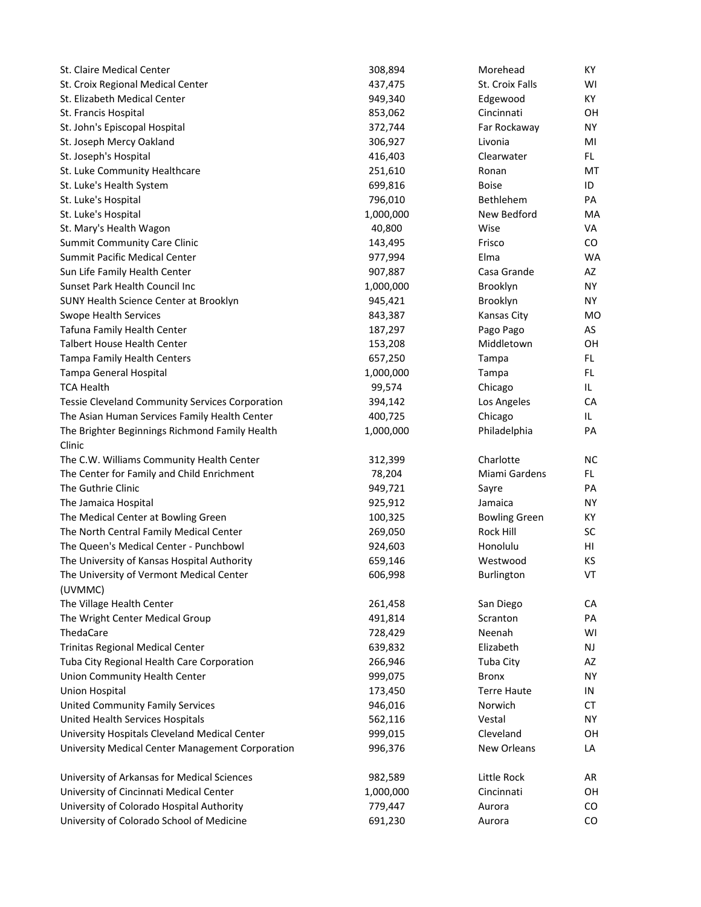| | | | |
|---|---|---|---|
| St. Claire Medical Center | 308,894 | Morehead | KY |
| St. Croix Regional Medical Center | 437,475 | St. Croix Falls | WI |
| St. Elizabeth Medical Center | 949,340 | Edgewood | KY |
| St. Francis Hospital | 853,062 | Cincinnati | OH |
| St. John's Episcopal Hospital | 372,744 | Far Rockaway | NY |
| St. Joseph Mercy Oakland | 306,927 | Livonia | MI |
| St. Joseph's Hospital | 416,403 | Clearwater | FL |
| St. Luke Community Healthcare | 251,610 | Ronan | MT |
| St. Luke's Health System | 699,816 | Boise | ID |
| St. Luke's Hospital | 796,010 | Bethlehem | PA |
| St. Luke's Hospital | 1,000,000 | New Bedford | MA |
| St. Mary's Health Wagon | 40,800 | Wise | VA |
| Summit Community Care Clinic | 143,495 | Frisco | CO |
| Summit Pacific Medical Center | 977,994 | Elma | WA |
| Sun Life Family Health Center | 907,887 | Casa Grande | AZ |
| Sunset Park Health Council Inc | 1,000,000 | Brooklyn | NY |
| SUNY Health Science Center at Brooklyn | 945,421 | Brooklyn | NY |
| Swope Health Services | 843,387 | Kansas City | MO |
| Tafuna Family Health Center | 187,297 | Pago Pago | AS |
| Talbert House Health Center | 153,208 | Middletown | OH |
| Tampa Family Health Centers | 657,250 | Tampa | FL |
| Tampa General Hospital | 1,000,000 | Tampa | FL |
| TCA Health | 99,574 | Chicago | IL |
| Tessie Cleveland Community Services Corporation | 394,142 | Los Angeles | CA |
| The Asian Human Services Family Health Center | 400,725 | Chicago | IL |
| The Brighter Beginnings Richmond Family Health Clinic | 1,000,000 | Philadelphia | PA |
| The C.W. Williams Community Health Center | 312,399 | Charlotte | NC |
| The Center for Family and Child Enrichment | 78,204 | Miami Gardens | FL |
| The Guthrie Clinic | 949,721 | Sayre | PA |
| The Jamaica Hospital | 925,912 | Jamaica | NY |
| The Medical Center at Bowling Green | 100,325 | Bowling Green | KY |
| The North Central Family Medical Center | 269,050 | Rock Hill | SC |
| The Queen's Medical Center - Punchbowl | 924,603 | Honolulu | HI |
| The University of Kansas Hospital Authority | 659,146 | Westwood | KS |
| The University of Vermont Medical Center (UVMMC) | 606,998 | Burlington | VT |
| The Village Health Center | 261,458 | San Diego | CA |
| The Wright Center Medical Group | 491,814 | Scranton | PA |
| ThedaCare | 728,429 | Neenah | WI |
| Trinitas Regional Medical Center | 639,832 | Elizabeth | NJ |
| Tuba City Regional Health Care Corporation | 266,946 | Tuba City | AZ |
| Union Community Health Center | 999,075 | Bronx | NY |
| Union Hospital | 173,450 | Terre Haute | IN |
| United Community Family Services | 946,016 | Norwich | CT |
| United Health Services Hospitals | 562,116 | Vestal | NY |
| University Hospitals Cleveland Medical Center | 999,015 | Cleveland | OH |
| University Medical Center Management Corporation | 996,376 | New Orleans | LA |
| University of Arkansas for Medical Sciences | 982,589 | Little Rock | AR |
| University of Cincinnati Medical Center | 1,000,000 | Cincinnati | OH |
| University of Colorado Hospital Authority | 779,447 | Aurora | CO |
| University of Colorado School of Medicine | 691,230 | Aurora | CO |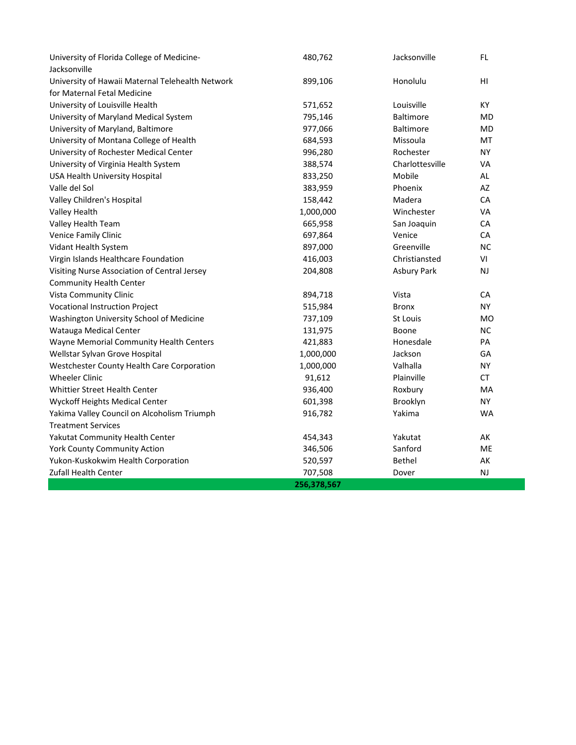| | | | |
|---|---|---|---|
| University of Florida College of Medicine-Jacksonville | 480,762 | Jacksonville | FL |
| University of Hawaii Maternal Telehealth Network for Maternal Fetal Medicine | 899,106 | Honolulu | HI |
| University of Louisville Health | 571,652 | Louisville | KY |
| University of Maryland Medical System | 795,146 | Baltimore | MD |
| University of Maryland, Baltimore | 977,066 | Baltimore | MD |
| University of Montana College of Health | 684,593 | Missoula | MT |
| University of Rochester Medical Center | 996,280 | Rochester | NY |
| University of Virginia Health System | 388,574 | Charlottesville | VA |
| USA Health University Hospital | 833,250 | Mobile | AL |
| Valle del Sol | 383,959 | Phoenix | AZ |
| Valley Children's Hospital | 158,442 | Madera | CA |
| Valley Health | 1,000,000 | Winchester | VA |
| Valley Health Team | 665,958 | San Joaquin | CA |
| Venice Family Clinic | 697,864 | Venice | CA |
| Vidant Health System | 897,000 | Greenville | NC |
| Virgin Islands Healthcare Foundation | 416,003 | Christiansted | VI |
| Visiting Nurse Association of Central Jersey Community Health Center | 204,808 | Asbury Park | NJ |
| Vista Community Clinic | 894,718 | Vista | CA |
| Vocational Instruction Project | 515,984 | Bronx | NY |
| Washington University School of Medicine | 737,109 | St Louis | MO |
| Watauga Medical Center | 131,975 | Boone | NC |
| Wayne Memorial Community Health Centers | 421,883 | Honesdale | PA |
| Wellstar Sylvan Grove Hospital | 1,000,000 | Jackson | GA |
| Westchester County Health Care Corporation | 1,000,000 | Valhalla | NY |
| Wheeler Clinic | 91,612 | Plainville | CT |
| Whittier Street Health Center | 936,400 | Roxbury | MA |
| Wyckoff Heights Medical Center | 601,398 | Brooklyn | NY |
| Yakima Valley Council on Alcoholism Triumph Treatment Services | 916,782 | Yakima | WA |
| Yakutat Community Health Center | 454,343 | Yakutat | AK |
| York County Community Action | 346,506 | Sanford | ME |
| Yukon-Kuskokwim Health Corporation | 520,597 | Bethel | AK |
| Zufall Health Center | 707,508 | Dover | NJ |
| | **256,378,567** | | |